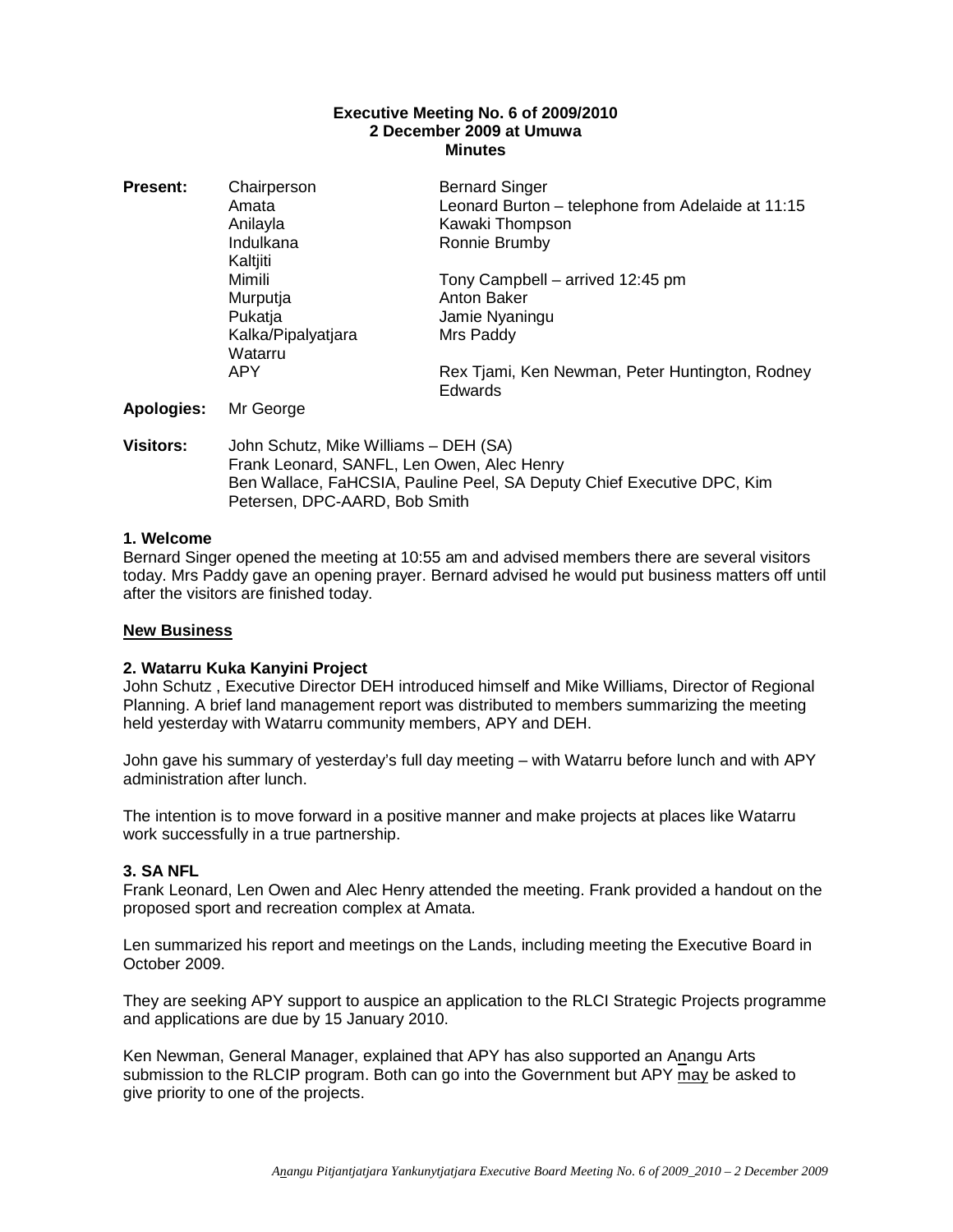**Executive Meeting No. 6 of 2009/2010**
**2 December 2009 at Umuwa**
**Minutes**

| | | |
|---|---|---|
| **Present:** | Chairperson | Bernard Singer |
| | Amata | Leonard Burton – telephone from Adelaide at 11:15 |
| | Anilayla | Kawaki Thompson |
| | Indulkana | Ronnie Brumby |
| | Kaltjiti | |
| | Mimili | Tony Campbell – arrived 12:45 pm |
| | Murputja | Anton Baker |
| | Pukatja | Jamie Nyaningu |
| | Kalka/Pipalyatjara | Mrs Paddy |
| | Watarru | |
| | APY | Rex Tjami, Ken Newman, Peter Huntington, Rodney Edwards |
| **Apologies:** | Mr George | |

**Visitors:** John Schutz, Mike Williams – DEH (SA)
Frank Leonard, SANFL, Len Owen, Alec Henry
Ben Wallace, FaHCSIA, Pauline Peel, SA Deputy Chief Executive DPC, Kim Petersen, DPC-AARD, Bob Smith

### 1. Welcome

Bernard Singer opened the meeting at 10:55 am and advised members there are several visitors today. Mrs Paddy gave an opening prayer. Bernard advised he would put business matters off until after the visitors are finished today.

## New Business

### 2. Watarru Kuka Kanyini Project

John Schutz , Executive Director DEH introduced himself and Mike Williams, Director of Regional Planning. A brief land management report was distributed to members summarizing the meeting held yesterday with Watarru community members, APY and DEH.

John gave his summary of yesterday's full day meeting – with Watarru before lunch and with APY administration after lunch.

The intention is to move forward in a positive manner and make projects at places like Watarru work successfully in a true partnership.

### 3. SA NFL

Frank Leonard, Len Owen and Alec Henry attended the meeting. Frank provided a handout on the proposed sport and recreation complex at Amata.

Len summarized his report and meetings on the Lands, including meeting the Executive Board in October 2009.

They are seeking APY support to auspice an application to the RLCI Strategic Projects programme and applications are due by 15 January 2010.

Ken Newman, General Manager, explained that APY has also supported an Anangu Arts submission to the RLCIP program. Both can go into the Government but APY may be asked to give priority to one of the projects.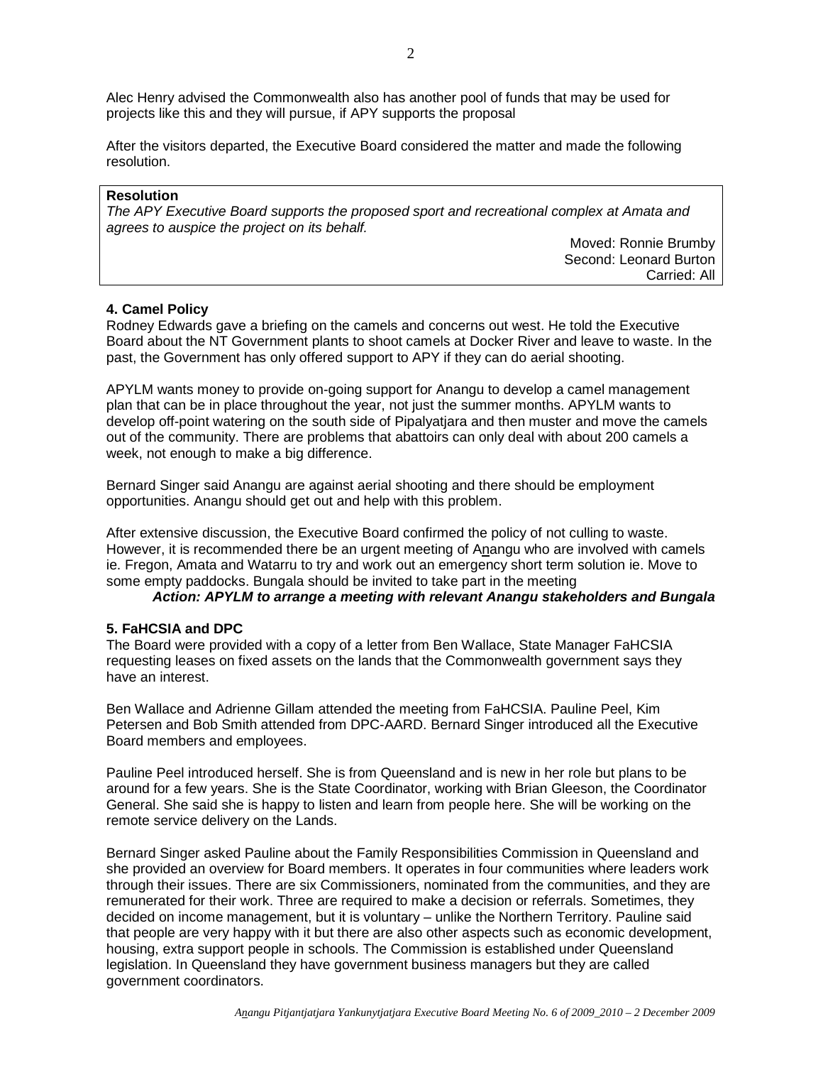Alec Henry advised the Commonwealth also has another pool of funds that may be used for projects like this and they will pursue, if APY supports the proposal

After the visitors departed, the Executive Board considered the matter and made the following resolution.

**Resolution**
*The APY Executive Board supports the proposed sport and recreational complex at Amata and agrees to auspice the project on its behalf.*

Moved: Ronnie Brumby
Second: Leonard Burton
Carried: All

### 4. Camel Policy

Rodney Edwards gave a briefing on the camels and concerns out west. He told the Executive Board about the NT Government plants to shoot camels at Docker River and leave to waste. In the past, the Government has only offered support to APY if they can do aerial shooting.

APYLM wants money to provide on-going support for Anangu to develop a camel management plan that can be in place throughout the year, not just the summer months. APYLM wants to develop off-point watering on the south side of Pipalyatjara and then muster and move the camels out of the community. There are problems that abattoirs can only deal with about 200 camels a week, not enough to make a big difference.

Bernard Singer said Anangu are against aerial shooting and there should be employment opportunities. Anangu should get out and help with this problem.

After extensive discussion, the Executive Board confirmed the policy of not culling to waste. However, it is recommended there be an urgent meeting of Anangu who are involved with camels ie. Fregon, Amata and Watarru to try and work out an emergency short term solution ie. Move to some empty paddocks. Bungala should be invited to take part in the meeting

***Action: APYLM to arrange a meeting with relevant Anangu stakeholders and Bungala***

### 5. FaHCSIA and DPC

The Board were provided with a copy of a letter from Ben Wallace, State Manager FaHCSIA requesting leases on fixed assets on the lands that the Commonwealth government says they have an interest.

Ben Wallace and Adrienne Gillam attended the meeting from FaHCSIA. Pauline Peel, Kim Petersen and Bob Smith attended from DPC-AARD. Bernard Singer introduced all the Executive Board members and employees.

Pauline Peel introduced herself. She is from Queensland and is new in her role but plans to be around for a few years. She is the State Coordinator, working with Brian Gleeson, the Coordinator General. She said she is happy to listen and learn from people here. She will be working on the remote service delivery on the Lands.

Bernard Singer asked Pauline about the Family Responsibilities Commission in Queensland and she provided an overview for Board members. It operates in four communities where leaders work through their issues. There are six Commissioners, nominated from the communities, and they are remunerated for their work. Three are required to make a decision or referrals. Sometimes, they decided on income management, but it is voluntary – unlike the Northern Territory. Pauline said that people are very happy with it but there are also other aspects such as economic development, housing, extra support people in schools. The Commission is established under Queensland legislation. In Queensland they have government business managers but they are called government coordinators.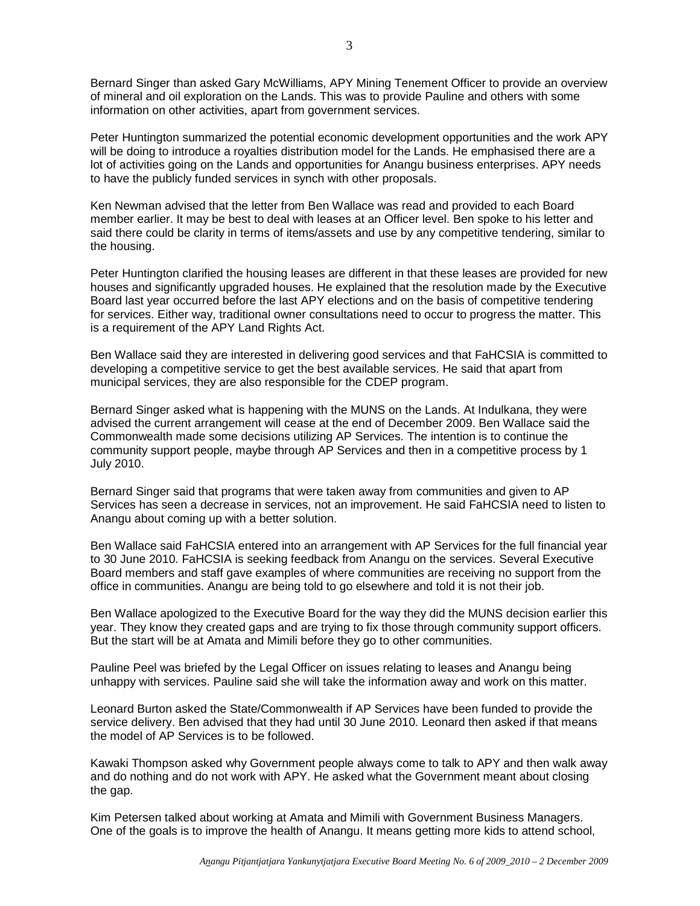Bernard Singer than asked Gary McWilliams, APY Mining Tenement Officer to provide an overview of mineral and oil exploration on the Lands. This was to provide Pauline and others with some information on other activities, apart from government services.

Peter Huntington summarized the potential economic development opportunities and the work APY will be doing to introduce a royalties distribution model for the Lands. He emphasised there are a lot of activities going on the Lands and opportunities for Anangu business enterprises. APY needs to have the publicly funded services in synch with other proposals.

Ken Newman advised that the letter from Ben Wallace was read and provided to each Board member earlier. It may be best to deal with leases at an Officer level. Ben spoke to his letter and said there could be clarity in terms of items/assets and use by any competitive tendering, similar to the housing.

Peter Huntington clarified the housing leases are different in that these leases are provided for new houses and significantly upgraded houses. He explained that the resolution made by the Executive Board last year occurred before the last APY elections and on the basis of competitive tendering for services. Either way, traditional owner consultations need to occur to progress the matter. This is a requirement of the APY Land Rights Act.

Ben Wallace said they are interested in delivering good services and that FaHCSIA is committed to developing a competitive service to get the best available services. He said that apart from municipal services, they are also responsible for the CDEP program.

Bernard Singer asked what is happening with the MUNS on the Lands. At Indulkana, they were advised the current arrangement will cease at the end of December 2009. Ben Wallace said the Commonwealth made some decisions utilizing AP Services. The intention is to continue the community support people, maybe through AP Services and then in a competitive process by 1 July 2010.

Bernard Singer said that programs that were taken away from communities and given to AP Services has seen a decrease in services, not an improvement. He said FaHCSIA need to listen to Anangu about coming up with a better solution.

Ben Wallace said FaHCSIA entered into an arrangement with AP Services for the full financial year to 30 June 2010. FaHCSIA is seeking feedback from Anangu on the services. Several Executive Board members and staff gave examples of where communities are receiving no support from the office in communities. Anangu are being told to go elsewhere and told it is not their job.

Ben Wallace apologized to the Executive Board for the way they did the MUNS decision earlier this year. They know they created gaps and are trying to fix those through community support officers. But the start will be at Amata and Mimili before they go to other communities.

Pauline Peel was briefed by the Legal Officer on issues relating to leases and Anangu being unhappy with services. Pauline said she will take the information away and work on this matter.

Leonard Burton asked the State/Commonwealth if AP Services have been funded to provide the service delivery. Ben advised that they had until 30 June 2010. Leonard then asked if that means the model of AP Services is to be followed.

Kawaki Thompson asked why Government people always come to talk to APY and then walk away and do nothing and do not work with APY. He asked what the Government meant about closing the gap.

Kim Petersen talked about working at Amata and Mimili with Government Business Managers. One of the goals is to improve the health of Anangu. It means getting more kids to attend school,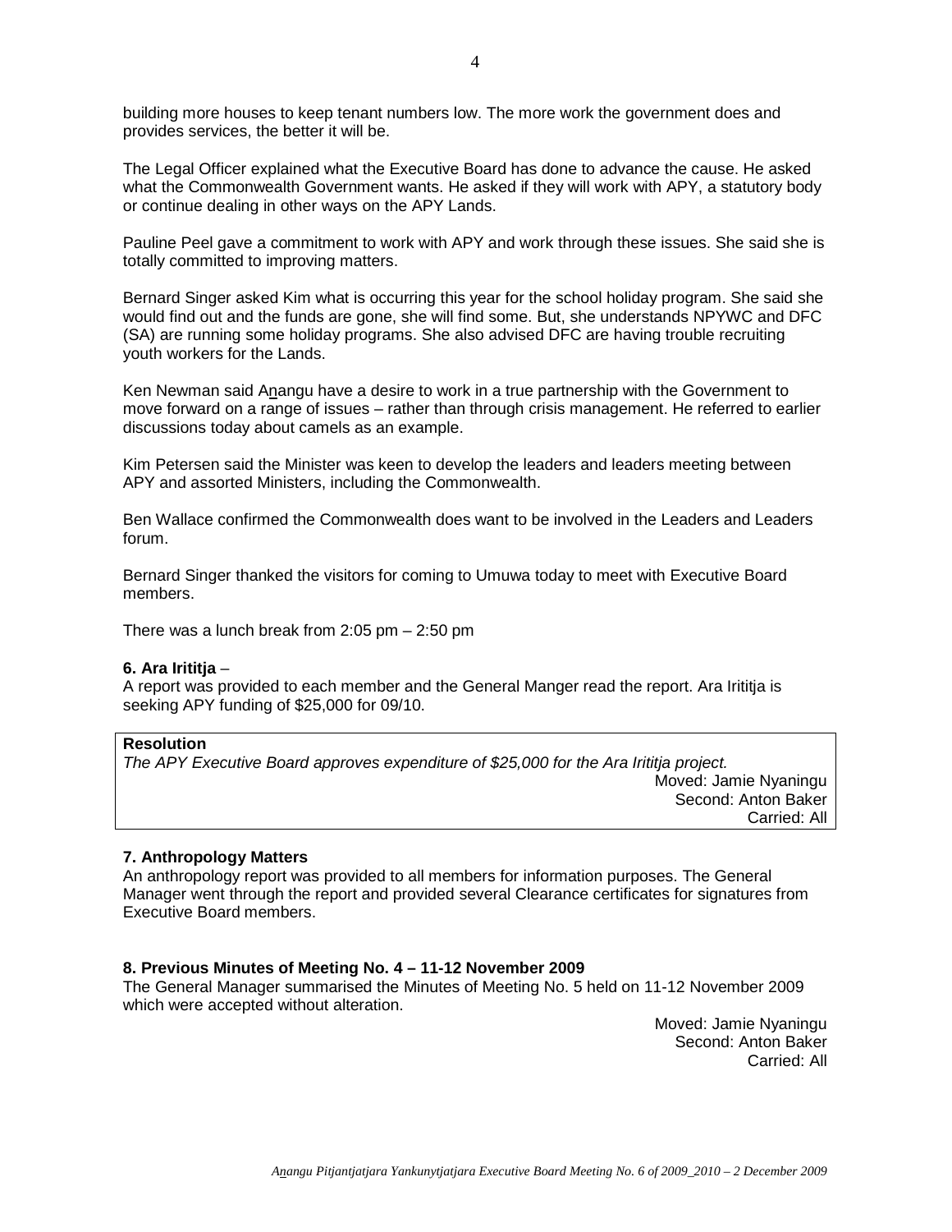building more houses to keep tenant numbers low. The more work the government does and provides services, the better it will be.

The Legal Officer explained what the Executive Board has done to advance the cause. He asked what the Commonwealth Government wants. He asked if they will work with APY, a statutory body or continue dealing in other ways on the APY Lands.

Pauline Peel gave a commitment to work with APY and work through these issues. She said she is totally committed to improving matters.

Bernard Singer asked Kim what is occurring this year for the school holiday program. She said she would find out and the funds are gone, she will find some. But, she understands NPYWC and DFC (SA) are running some holiday programs. She also advised DFC are having trouble recruiting youth workers for the Lands.

Ken Newman said Anangu have a desire to work in a true partnership with the Government to move forward on a range of issues – rather than through crisis management. He referred to earlier discussions today about camels as an example.

Kim Petersen said the Minister was keen to develop the leaders and leaders meeting between APY and assorted Ministers, including the Commonwealth.

Ben Wallace confirmed the Commonwealth does want to be involved in the Leaders and Leaders forum.

Bernard Singer thanked the visitors for coming to Umuwa today to meet with Executive Board members.

There was a lunch break from 2:05 pm – 2:50 pm

**6. Ara Irititja** –

A report was provided to each member and the General Manger read the report. Ara Irititja is seeking APY funding of $25,000 for 09/10.

**Resolution**

*The APY Executive Board approves expenditure of $25,000 for the Ara Irititja project.*

Moved: Jamie Nyaningu
Second: Anton Baker
Carried: All

**7. Anthropology Matters**

An anthropology report was provided to all members for information purposes. The General Manager went through the report and provided several Clearance certificates for signatures from Executive Board members.

**8. Previous Minutes of Meeting No. 4 – 11-12 November 2009**

The General Manager summarised the Minutes of Meeting No. 5 held on 11-12 November 2009 which were accepted without alteration.

Moved: Jamie Nyaningu
Second: Anton Baker
Carried: All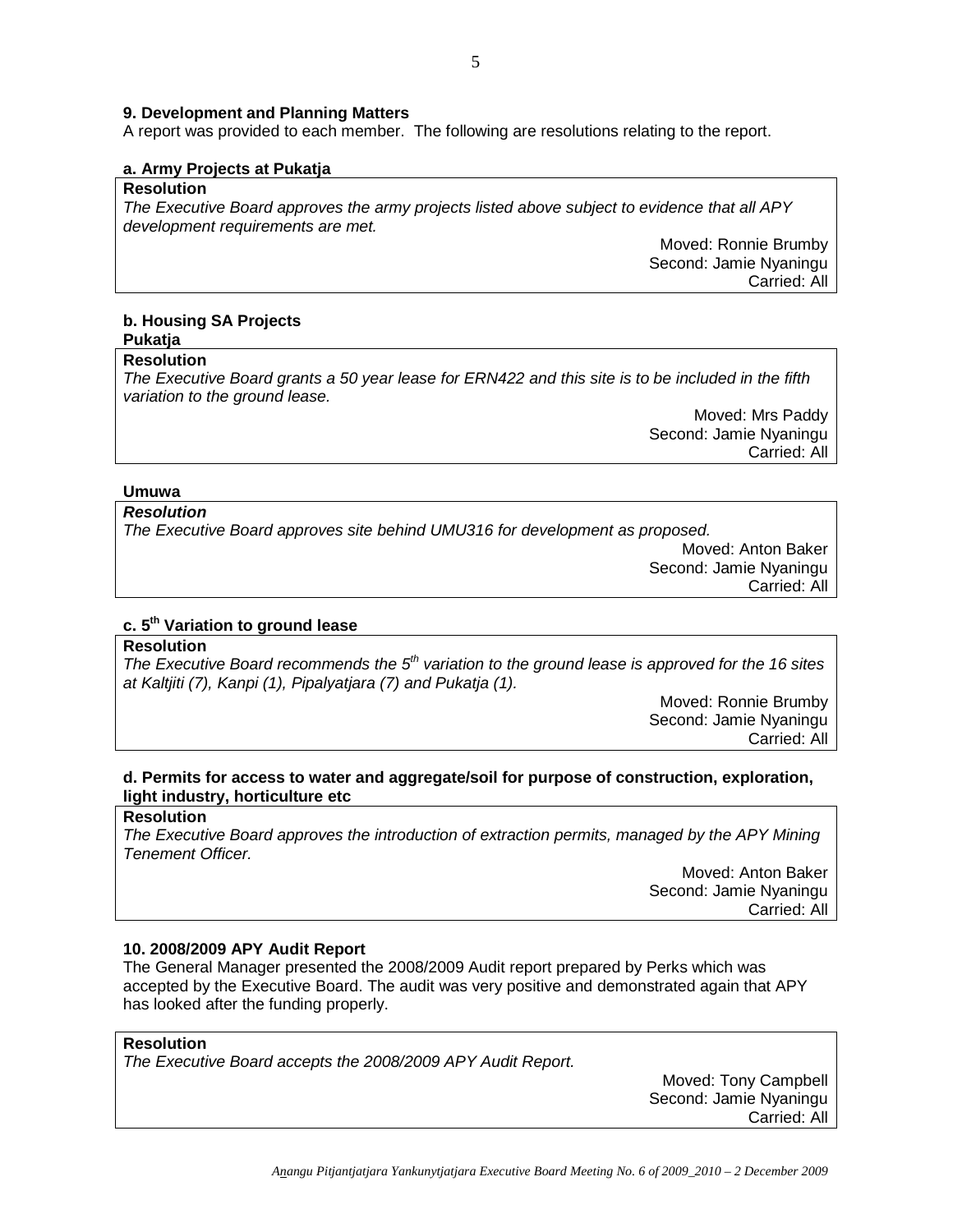## 9. Development and Planning Matters

A report was provided to each member. The following are resolutions relating to the report.

### a. Army Projects at Pukatja

**Resolution**

*The Executive Board approves the army projects listed above subject to evidence that all APY development requirements are met.*

Moved: Ronnie Brumby
Second: Jamie Nyaningu
Carried: All

### b. Housing SA Projects

**Pukatja**

**Resolution**

*The Executive Board grants a 50 year lease for ERN422 and this site is to be included in the fifth variation to the ground lease.*

Moved: Mrs Paddy
Second: Jamie Nyaningu
Carried: All

**Umuwa**

***Resolution***

*The Executive Board approves site behind UMU316 for development as proposed.*

Moved: Anton Baker
Second: Jamie Nyaningu
Carried: All

### c. 5th Variation to ground lease

**Resolution**

*The Executive Board recommends the 5th variation to the ground lease is approved for the 16 sites at Kaltjiti (7), Kanpi (1), Pipalyatjara (7) and Pukatja (1).*

Moved: Ronnie Brumby
Second: Jamie Nyaningu
Carried: All

### d. Permits for access to water and aggregate/soil for purpose of construction, exploration, light industry, horticulture etc

**Resolution**

*The Executive Board approves the introduction of extraction permits, managed by the APY Mining Tenement Officer.*

Moved: Anton Baker
Second: Jamie Nyaningu
Carried: All

## 10. 2008/2009 APY Audit Report

The General Manager presented the 2008/2009 Audit report prepared by Perks which was accepted by the Executive Board. The audit was very positive and demonstrated again that APY has looked after the funding properly.

**Resolution**

*The Executive Board accepts the 2008/2009 APY Audit Report.*

Moved: Tony Campbell
Second: Jamie Nyaningu
Carried: All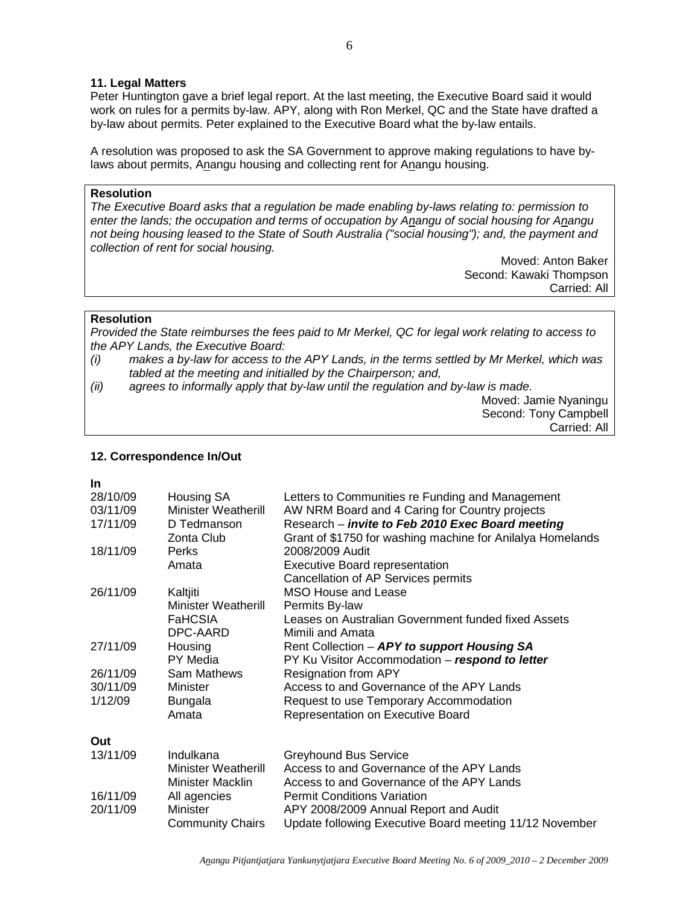### 11. Legal Matters

Peter Huntington gave a brief legal report. At the last meeting, the Executive Board said it would work on rules for a permits by-law. APY, along with Ron Merkel, QC and the State have drafted a by-law about permits. Peter explained to the Executive Board what the by-law entails.

A resolution was proposed to ask the SA Government to approve making regulations to have by-laws about permits, Anangu housing and collecting rent for Anangu housing.

**Resolution**

*The Executive Board asks that a regulation be made enabling by-laws relating to: permission to enter the lands; the occupation and terms of occupation by Anangu of social housing for Anangu not being housing leased to the State of South Australia ("social housing"); and, the payment and collection of rent for social housing.*

Moved: Anton Baker
Second: Kawaki Thompson
Carried: All

**Resolution**

*Provided the State reimburses the fees paid to Mr Merkel, QC for legal work relating to access to the APY Lands, the Executive Board:*

*(i) makes a by-law for access to the APY Lands, in the terms settled by Mr Merkel, which was tabled at the meeting and initialled by the Chairperson; and,*

*(ii) agrees to informally apply that by-law until the regulation and by-law is made.*

Moved: Jamie Nyaningu
Second: Tony Campbell
Carried: All

### 12. Correspondence In/Out

**In**

| Date | From | Subject |
|---|---|---|
| 28/10/09 | Housing SA | Letters to Communities re Funding and Management |
| 03/11/09 | Minister Weatherill | AW NRM Board and 4 Caring for Country projects |
| 17/11/09 | D Tedmanson | Research – ***invite to Feb 2010 Exec Board meeting*** |
| | Zonta Club | Grant of $1750 for washing machine for Anilalya Homelands |
| 18/11/09 | Perks | 2008/2009 Audit |
| | Amata | Executive Board representation |
| | | Cancellation of AP Services permits |
| 26/11/09 | Kaltjiti | MSO House and Lease |
| | Minister Weatherill | Permits By-law |
| | FaHCSIA | Leases on Australian Government funded fixed Assets |
| | DPC-AARD | Mimili and Amata |
| 27/11/09 | Housing | Rent Collection – ***APY to support Housing SA*** |
| | PY Media | PY Ku Visitor Accommodation – ***respond to letter*** |
| 26/11/09 | Sam Mathews | Resignation from APY |
| 30/11/09 | Minister | Access to and Governance of the APY Lands |
| 1/12/09 | Bungala | Request to use Temporary Accommodation |
| | Amata | Representation on Executive Board |

**Out**

| Date | To | Subject |
|---|---|---|
| 13/11/09 | Indulkana | Greyhound Bus Service |
| | Minister Weatherill | Access to and Governance of the APY Lands |
| | Minister Macklin | Access to and Governance of the APY Lands |
| 16/11/09 | All agencies | Permit Conditions Variation |
| 20/11/09 | Minister | APY 2008/2009 Annual Report and Audit |
| | Community Chairs | Update following Executive Board meeting 11/12 November |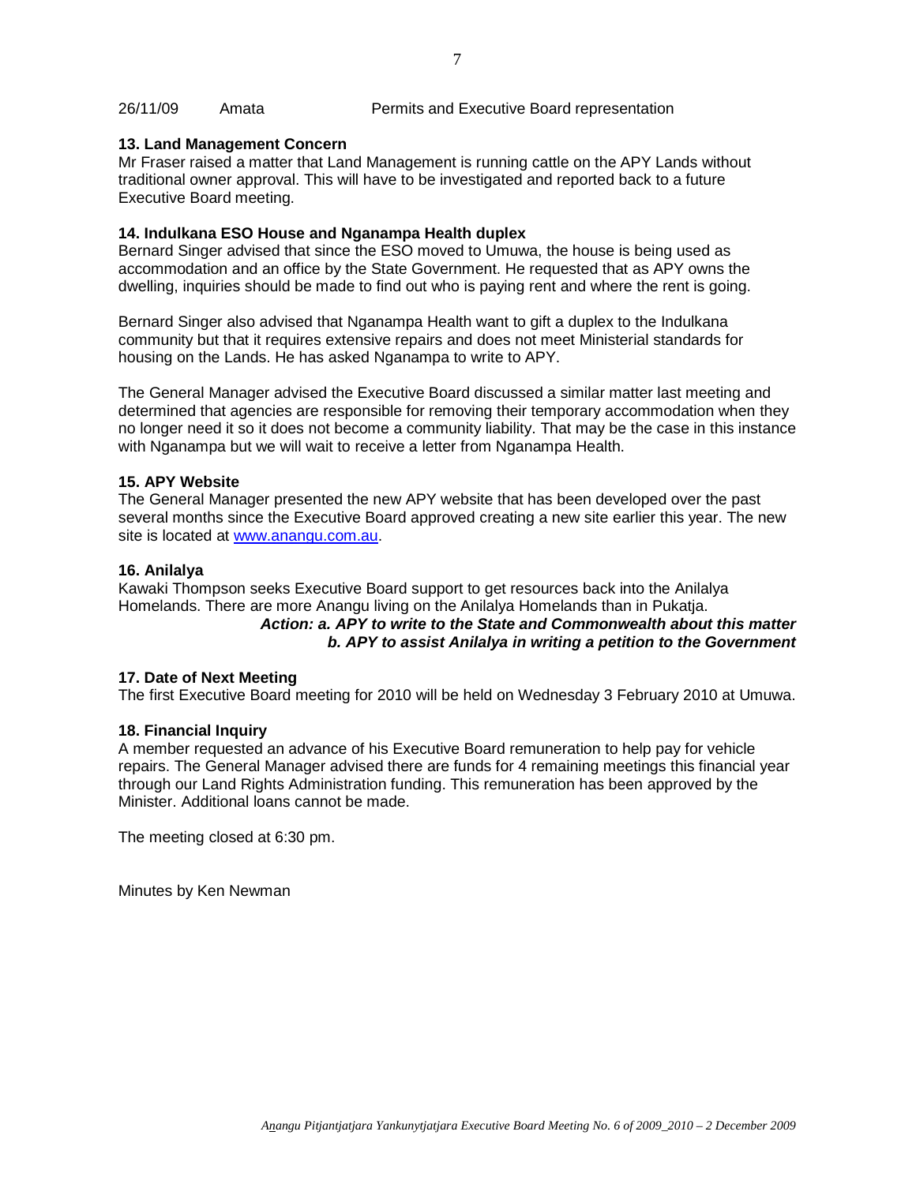| | | |
|---|---|---|
| 26/11/09 | Amata | Permits and Executive Board representation |

**13. Land Management Concern**

Mr Fraser raised a matter that Land Management is running cattle on the APY Lands without traditional owner approval. This will have to be investigated and reported back to a future Executive Board meeting.

**14. Indulkana ESO House and Nganampa Health duplex**

Bernard Singer advised that since the ESO moved to Umuwa, the house is being used as accommodation and an office by the State Government. He requested that as APY owns the dwelling, inquiries should be made to find out who is paying rent and where the rent is going.

Bernard Singer also advised that Nganampa Health want to gift a duplex to the Indulkana community but that it requires extensive repairs and does not meet Ministerial standards for housing on the Lands. He has asked Nganampa to write to APY.

The General Manager advised the Executive Board discussed a similar matter last meeting and determined that agencies are responsible for removing their temporary accommodation when they no longer need it so it does not become a community liability. That may be the case in this instance with Nganampa but we will wait to receive a letter from Nganampa Health.

**15. APY Website**

The General Manager presented the new APY website that has been developed over the past several months since the Executive Board approved creating a new site earlier this year. The new site is located at www.anangu.com.au.

**16. Anilalya**

Kawaki Thompson seeks Executive Board support to get resources back into the Anilalya Homelands. There are more Anangu living on the Anilalya Homelands than in Pukatja.

***Action: a. APY to write to the State and Commonwealth about this matter***
***b. APY to assist Anilalya in writing a petition to the Government***

**17. Date of Next Meeting**

The first Executive Board meeting for 2010 will be held on Wednesday 3 February 2010 at Umuwa.

**18. Financial Inquiry**

A member requested an advance of his Executive Board remuneration to help pay for vehicle repairs. The General Manager advised there are funds for 4 remaining meetings this financial year through our Land Rights Administration funding. This remuneration has been approved by the Minister. Additional loans cannot be made.

The meeting closed at 6:30 pm.

Minutes by Ken Newman